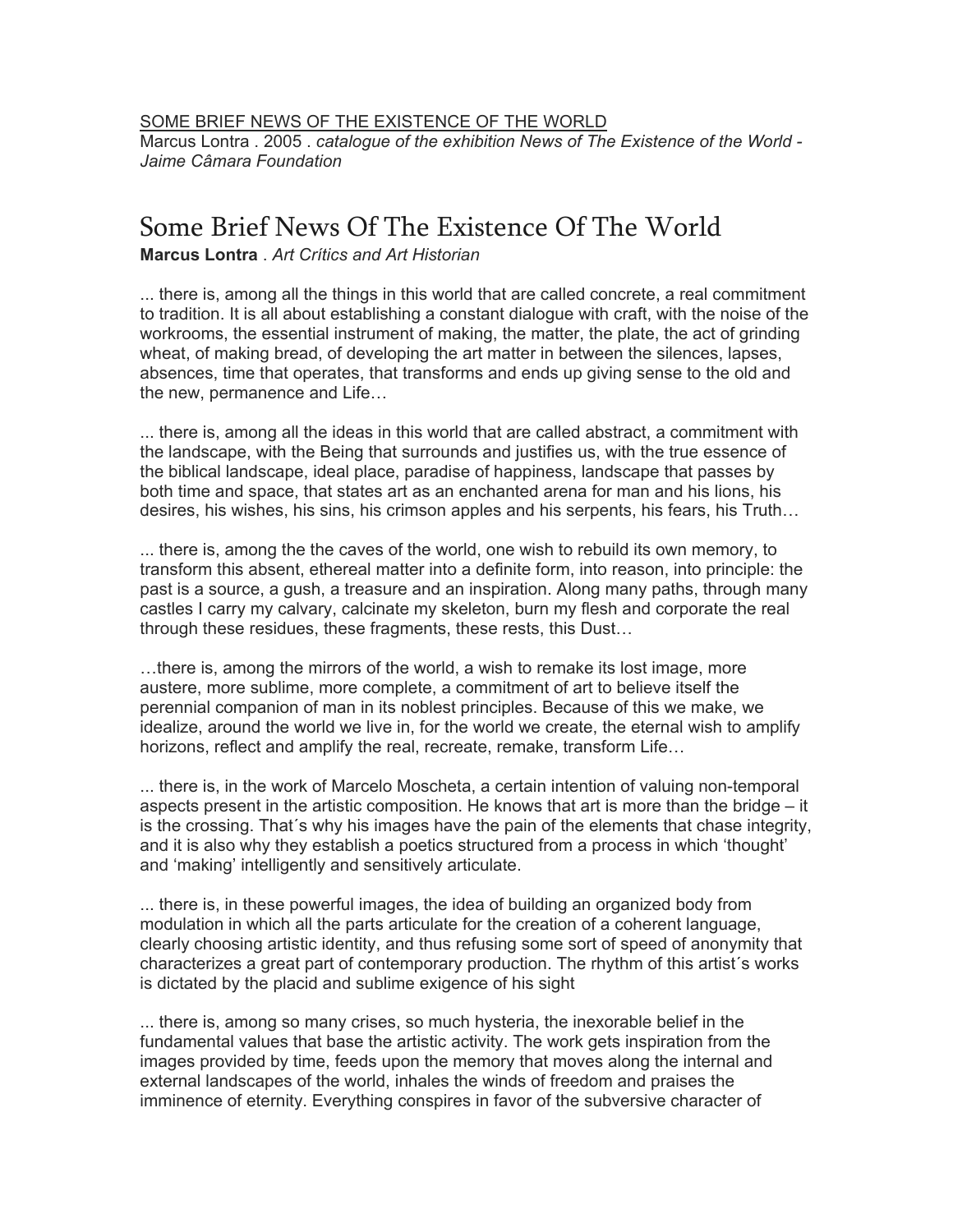SOME BRIEF NEWS OF THE EXISTENCE OF THE WORLD
Marcus Lontra . 2005 . *catalogue of the exhibition News of The Existence of the World - Jaime Câmara Foundation*

# Some Brief News Of The Existence Of The World

**Marcus Lontra** . *Art Crítics and Art Historian*

... there is, among all the things in this world that are called concrete, a real commitment to tradition. It is all about establishing a constant dialogue with craft, with the noise of the workrooms, the essential instrument of making, the matter, the plate, the act of grinding wheat, of making bread, of developing the art matter in between the silences, lapses, absences, time that operates, that transforms and ends up giving sense to the old and the new, permanence and Life…

... there is, among all the ideas in this world that are called abstract, a commitment with the landscape, with the Being that surrounds and justifies us, with the true essence of the biblical landscape, ideal place, paradise of happiness, landscape that passes by both time and space, that states art as an enchanted arena for man and his lions, his desires, his wishes, his sins, his crimson apples and his serpents, his fears, his Truth…

... there is, among the the caves of the world, one wish to rebuild its own memory, to transform this absent, ethereal matter into a definite form, into reason, into principle: the past is a source, a gush, a treasure and an inspiration. Along many paths, through many castles I carry my calvary, calcinate my skeleton, burn my flesh and corporate the real through these residues, these fragments, these rests, this Dust…

…there is, among the mirrors of the world, a wish to remake its lost image, more austere, more sublime, more complete, a commitment of art to believe itself the perennial companion of man in its noblest principles. Because of this we make, we idealize, around the world we live in, for the world we create, the eternal wish to amplify horizons, reflect and amplify the real, recreate, remake, transform Life…

... there is, in the work of Marcelo Moscheta, a certain intention of valuing non-temporal aspects present in the artistic composition. He knows that art is more than the bridge – it is the crossing. That´s why his images have the pain of the elements that chase integrity, and it is also why they establish a poetics structured from a process in which 'thought' and 'making' intelligently and sensitively articulate.

... there is, in these powerful images, the idea of building an organized body from modulation in which all the parts articulate for the creation of a coherent language, clearly choosing artistic identity, and thus refusing some sort of speed of anonymity that characterizes a great part of contemporary production. The rhythm of this artist´s works is dictated by the placid and sublime exigence of his sight

... there is, among so many crises, so much hysteria, the inexorable belief in the fundamental values that base the artistic activity. The work gets inspiration from the images provided by time, feeds upon the memory that moves along the internal and external landscapes of the world, inhales the winds of freedom and praises the imminence of eternity. Everything conspires in favor of the subversive character of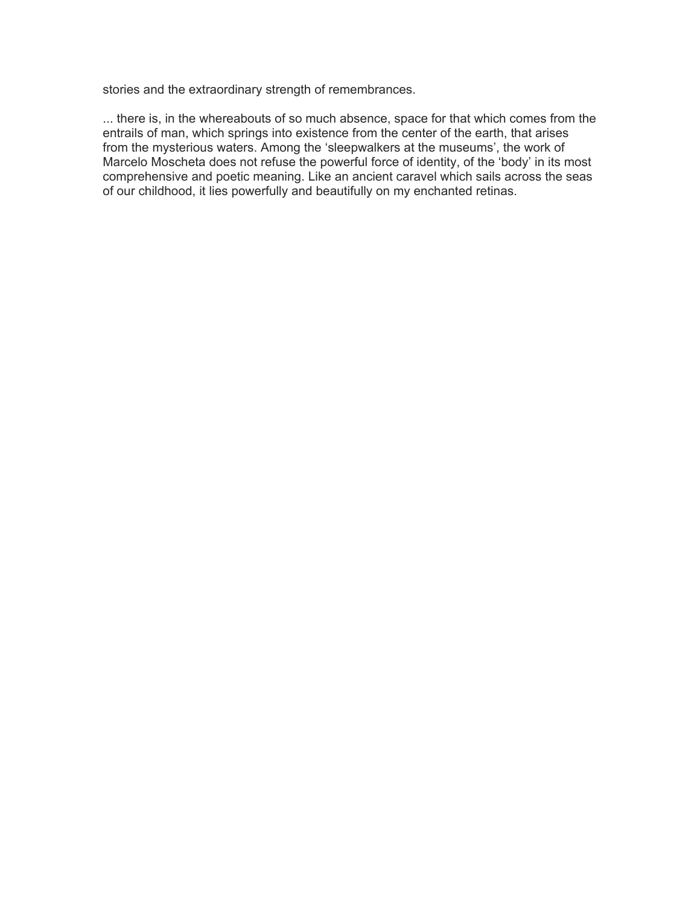stories and the extraordinary strength of remembrances.

... there is, in the whereabouts of so much absence, space for that which comes from the entrails of man, which springs into existence from the center of the earth, that arises from the mysterious waters. Among the ‘sleepwalkers at the museums’, the work of Marcelo Moscheta does not refuse the powerful force of identity, of the ‘body’ in its most comprehensive and poetic meaning. Like an ancient caravel which sails across the seas of our childhood, it lies powerfully and beautifully on my enchanted retinas.